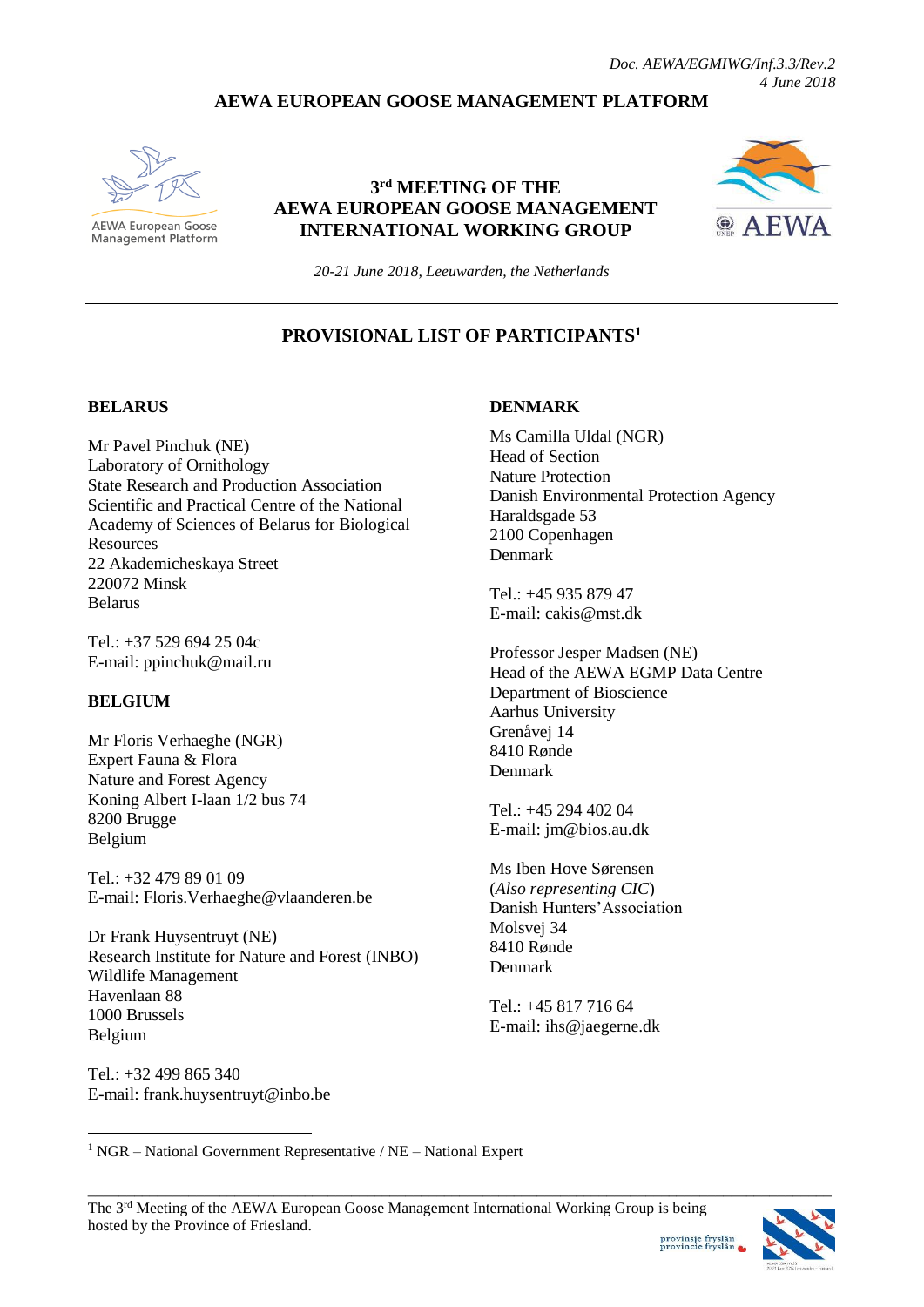*Doc. AEWA/EGMIWG/Inf.3.3/Rev.2*
*4 June 2018*

**AEWA EUROPEAN GOOSE MANAGEMENT PLATFORM**

# 3rd MEETING OF THE AEWA EUROPEAN GOOSE MANAGEMENT INTERNATIONAL WORKING GROUP

*20-21 June 2018, Leeuwarden, the Netherlands*

## PROVISIONAL LIST OF PARTICIPANTS[1]

### BELARUS

Mr Pavel Pinchuk (NE)
Laboratory of Ornithology
State Research and Production Association
Scientific and Practical Centre of the National Academy of Sciences of Belarus for Biological Resources
22 Akademicheskaya Street
220072 Minsk
Belarus

Tel.: +37 529 694 25 04c
E-mail: ppinchuk@mail.ru

### BELGIUM

Mr Floris Verhaeghe (NGR)
Expert Fauna & Flora
Nature and Forest Agency
Koning Albert I-laan 1/2 bus 74
8200 Brugge
Belgium

Tel.: +32 479 89 01 09
E-mail: Floris.Verhaeghe@vlaanderen.be

Dr Frank Huysentruyt (NE)
Research Institute for Nature and Forest (INBO)
Wildlife Management
Havenlaan 88
1000 Brussels
Belgium

Tel.: +32 499 865 340
E-mail: frank.huysentruyt@inbo.be

### DENMARK

Ms Camilla Uldal (NGR)
Head of Section
Nature Protection
Danish Environmental Protection Agency
Haraldsgade 53
2100 Copenhagen
Denmark

Tel.: +45 935 879 47
E-mail: cakis@mst.dk

Professor Jesper Madsen (NE)
Head of the AEWA EGMP Data Centre
Department of Bioscience
Aarhus University
Grenåvej 14
8410 Rønde
Denmark

Tel.: +45 294 402 04
E-mail: jm@bios.au.dk

Ms Iben Hove Sørensen
(*Also representing CIC*)
Danish Hunters' Association
Molsvej 34
8410 Rønde
Denmark

Tel.: +45 817 716 64
E-mail: ihs@jaegerne.dk

---

[1] NGR – National Government Representative / NE – National Expert

The 3rd Meeting of the AEWA European Goose Management International Working Group is being hosted by the Province of Friesland.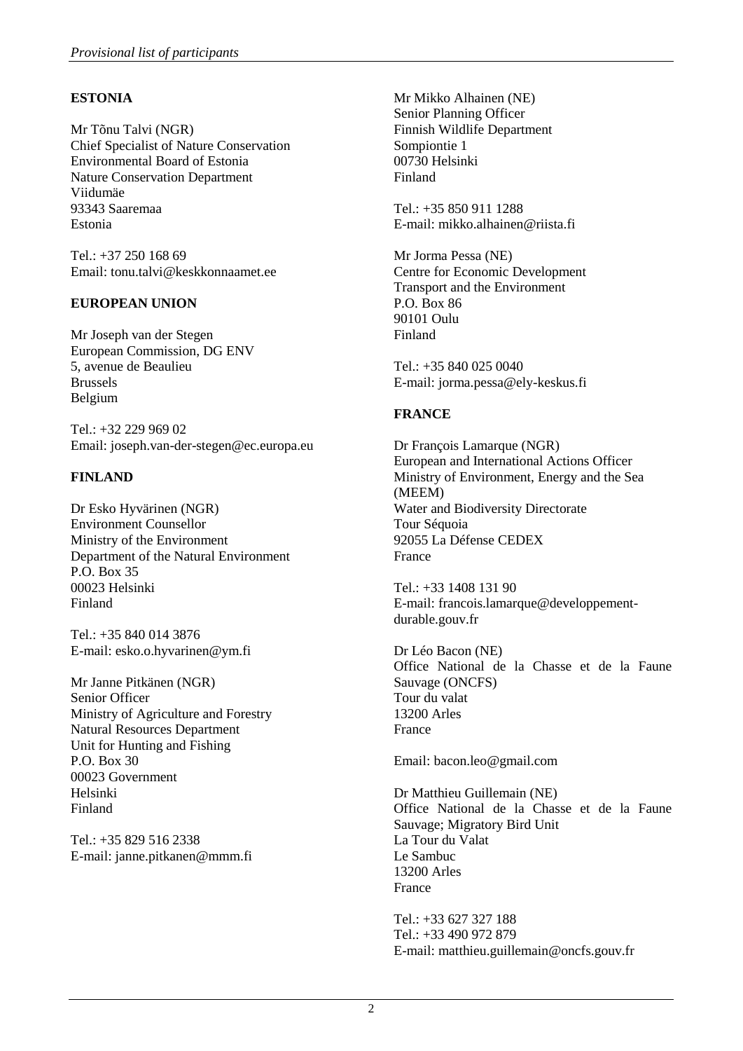## ESTONIA

Mr Tõnu Talvi (NGR)
Chief Specialist of Nature Conservation
Environmental Board of Estonia
Nature Conservation Department
Viidumäe
93343 Saaremaa
Estonia

Tel.: +37 250 168 69
Email: tonu.talvi@keskkonnaamet.ee

## EUROPEAN UNION

Mr Joseph van der Stegen
European Commission, DG ENV
5, avenue de Beaulieu
Brussels
Belgium

Tel.: +32 229 969 02
Email: joseph.van-der-stegen@ec.europa.eu

## FINLAND

Dr Esko Hyvärinen (NGR)
Environment Counsellor
Ministry of the Environment
Department of the Natural Environment
P.O. Box 35
00023 Helsinki
Finland

Tel.: +35 840 014 3876
E-mail: esko.o.hyvarinen@ym.fi

Mr Janne Pitkänen (NGR)
Senior Officer
Ministry of Agriculture and Forestry
Natural Resources Department
Unit for Hunting and Fishing
P.O. Box 30
00023 Government
Helsinki
Finland

Tel.: +35 829 516 2338
E-mail: janne.pitkanen@mmm.fi

Mr Mikko Alhainen (NE)
Senior Planning Officer
Finnish Wildlife Department
Sompiontie 1
00730 Helsinki
Finland

Tel.: +35 850 911 1288
E-mail: mikko.alhainen@riista.fi

Mr Jorma Pessa (NE)
Centre for Economic Development
Transport and the Environment
P.O. Box 86
90101 Oulu
Finland

Tel.: +35 840 025 0040
E-mail: jorma.pessa@ely-keskus.fi

## FRANCE

Dr François Lamarque (NGR)
European and International Actions Officer
Ministry of Environment, Energy and the Sea (MEEM)
Water and Biodiversity Directorate
Tour Séquoia
92055 La Défense CEDEX
France

Tel.: +33 1408 131 90
E-mail: francois.lamarque@developpement-durable.gouv.fr

Dr Léo Bacon (NE)
Office National de la Chasse et de la Faune Sauvage (ONCFS)
Tour du valat
13200 Arles
France

Email: bacon.leo@gmail.com

Dr Matthieu Guillemain (NE)
Office National de la Chasse et de la Faune Sauvage; Migratory Bird Unit
La Tour du Valat
Le Sambuc
13200 Arles
France

Tel.: +33 627 327 188
Tel.: +33 490 972 879
E-mail: matthieu.guillemain@oncfs.gouv.fr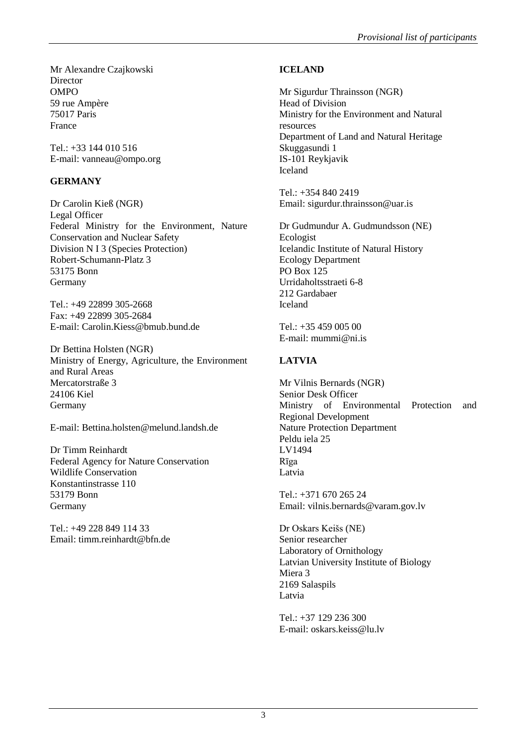Mr Alexandre Czajkowski
Director
OMPO
59 rue Ampère
75017 Paris
France

Tel.: +33 144 010 516
E-mail: vanneau@ompo.org

**GERMANY**

Dr Carolin Kieß (NGR)
Legal Officer
Federal Ministry for the Environment, Nature Conservation and Nuclear Safety
Division N I 3 (Species Protection)
Robert-Schumann-Platz 3
53175 Bonn
Germany

Tel.: +49 22899 305-2668
Fax: +49 22899 305-2684
E-mail: Carolin.Kiess@bmub.bund.de

Dr Bettina Holsten (NGR)
Ministry of Energy, Agriculture, the Environment and Rural Areas
Mercatorstraße 3
24106 Kiel
Germany

E-mail: Bettina.holsten@melund.landsh.de

Dr Timm Reinhardt
Federal Agency for Nature Conservation
Wildlife Conservation
Konstantinstrasse 110
53179 Bonn
Germany

Tel.: +49 228 849 114 33
Email: timm.reinhardt@bfn.de

**ICELAND**

Mr Sigurdur Thrainsson (NGR)
Head of Division
Ministry for the Environment and Natural resources
Department of Land and Natural Heritage
Skuggasundi 1
IS-101 Reykjavik
Iceland

Tel.: +354 840 2419
Email: sigurdur.thrainsson@uar.is

Dr Gudmundur A. Gudmundsson (NE)
Ecologist
Icelandic Institute of Natural History
Ecology Department
PO Box 125
Urridaholtsstraeti 6-8
212 Gardabaer
Iceland

Tel.: +35 459 005 00
E-mail: mummi@ni.is

**LATVIA**

Mr Vilnis Bernards (NGR)
Senior Desk Officer
Ministry of Environmental Protection and Regional Development
Nature Protection Department
Peldu iela 25
LV1494
Rīga
Latvia

Tel.: +371 670 265 24
Email: vilnis.bernards@varam.gov.lv

Dr Oskars Keišs (NE)
Senior researcher
Laboratory of Ornithology
Latvian University Institute of Biology
Miera 3
2169 Salaspils
Latvia

Tel.: +37 129 236 300
E-mail: oskars.keiss@lu.lv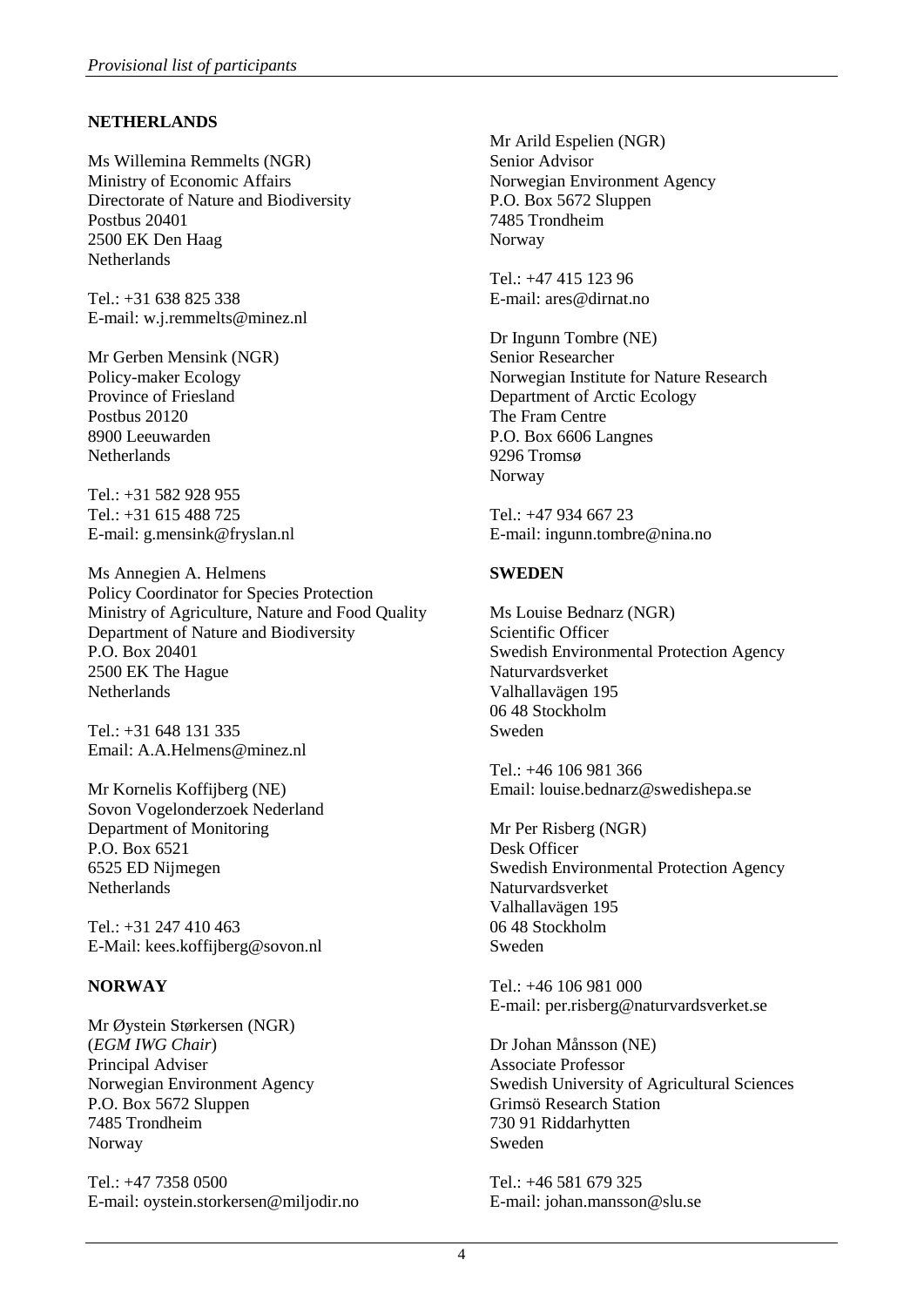## NETHERLANDS

Ms Willemina Remmelts (NGR)
Ministry of Economic Affairs
Directorate of Nature and Biodiversity
Postbus 20401
2500 EK Den Haag
Netherlands

Tel.: +31 638 825 338
E-mail: w.j.remmelts@minez.nl

Mr Gerben Mensink (NGR)
Policy-maker Ecology
Province of Friesland
Postbus 20120
8900 Leeuwarden
Netherlands

Tel.: +31 582 928 955
Tel.: +31 615 488 725
E-mail: g.mensink@fryslan.nl

Ms Annegien A. Helmens
Policy Coordinator for Species Protection
Ministry of Agriculture, Nature and Food Quality
Department of Nature and Biodiversity
P.O. Box 20401
2500 EK The Hague
Netherlands

Tel.: +31 648 131 335
Email: A.A.Helmens@minez.nl

Mr Kornelis Koffijberg (NE)
Sovon Vogelonderzoek Nederland
Department of Monitoring
P.O. Box 6521
6525 ED Nijmegen
Netherlands

Tel.: +31 247 410 463
E-Mail: kees.koffijberg@sovon.nl

## NORWAY

Mr Øystein Størkersen (NGR)
(*EGM IWG Chair*)
Principal Adviser
Norwegian Environment Agency
P.O. Box 5672 Sluppen
7485 Trondheim
Norway

Tel.: +47 7358 0500
E-mail: oystein.storkersen@miljodir.no

Mr Arild Espelien (NGR)
Senior Advisor
Norwegian Environment Agency
P.O. Box 5672 Sluppen
7485 Trondheim
Norway

Tel.: +47 415 123 96
E-mail: ares@dirnat.no

Dr Ingunn Tombre (NE)
Senior Researcher
Norwegian Institute for Nature Research
Department of Arctic Ecology
The Fram Centre
P.O. Box 6606 Langnes
9296 Tromsø
Norway

Tel.: +47 934 667 23
E-mail: ingunn.tombre@nina.no

## SWEDEN

Ms Louise Bednarz (NGR)
Scientific Officer
Swedish Environmental Protection Agency
Naturvardsverket
Valhallavägen 195
06 48 Stockholm
Sweden

Tel.: +46 106 981 366
Email: louise.bednarz@swedishepa.se

Mr Per Risberg (NGR)
Desk Officer
Swedish Environmental Protection Agency
Naturvardsverket
Valhallavägen 195
06 48 Stockholm
Sweden

Tel.: +46 106 981 000
E-mail: per.risberg@naturvardsverket.se

Dr Johan Månsson (NE)
Associate Professor
Swedish University of Agricultural Sciences
Grimsö Research Station
730 91 Riddarhytten
Sweden

Tel.: +46 581 679 325
E-mail: johan.mansson@slu.se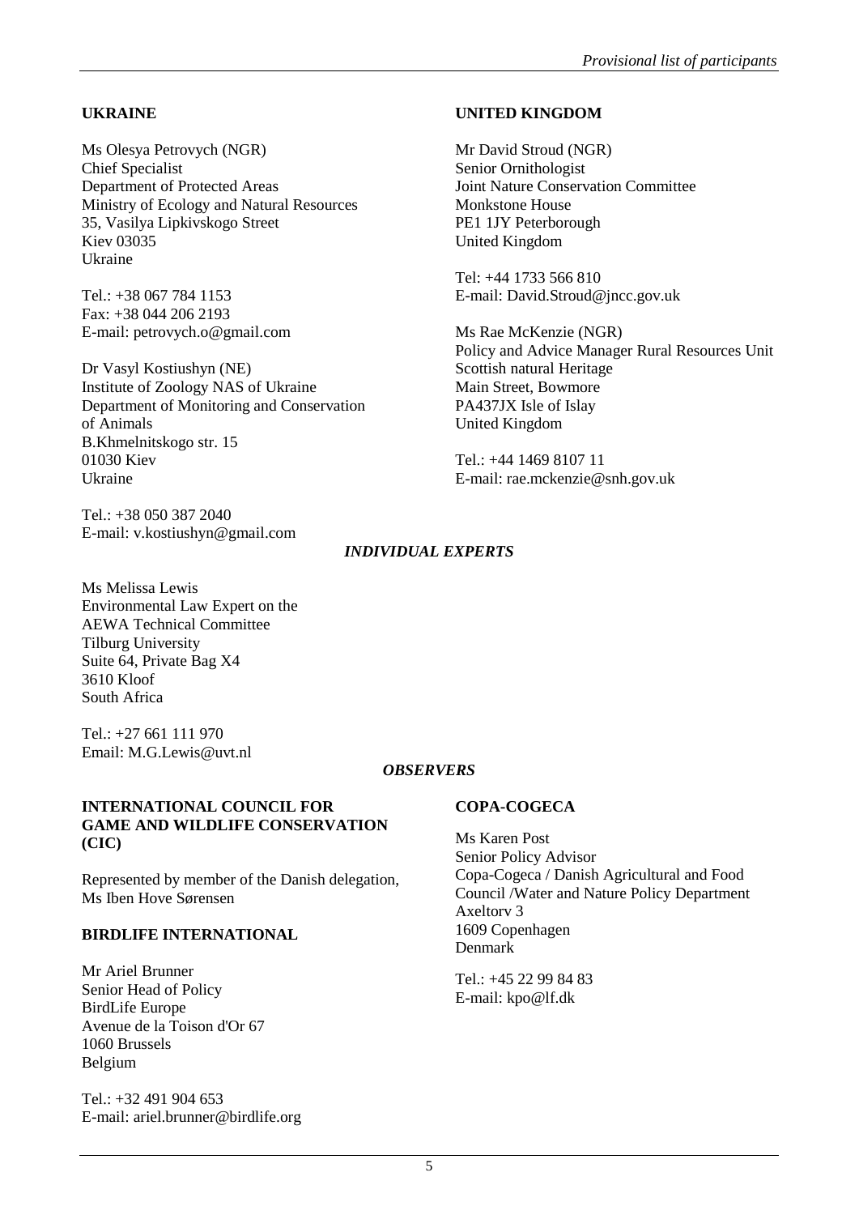### UKRAINE

Ms Olesya Petrovych (NGR)
Chief Specialist
Department of Protected Areas
Ministry of Ecology and Natural Resources
35, Vasilya Lipkivskogo Street
Kiev 03035
Ukraine

Tel.: +38 067 784 1153
Fax: +38 044 206 2193
E-mail: petrovych.o@gmail.com

Dr Vasyl Kostiushyn (NE)
Institute of Zoology NAS of Ukraine
Department of Monitoring and Conservation of Animals
B.Khmelnitskogo str. 15
01030 Kiev
Ukraine

Tel.: +38 050 387 2040
E-mail: v.kostiushyn@gmail.com

### UNITED KINGDOM

Mr David Stroud (NGR)
Senior Ornithologist
Joint Nature Conservation Committee
Monkstone House
PE1 1JY Peterborough
United Kingdom

Tel: +44 1733 566 810
E-mail: David.Stroud@jncc.gov.uk

Ms Rae McKenzie (NGR)
Policy and Advice Manager Rural Resources Unit
Scottish natural Heritage
Main Street, Bowmore
PA437JX Isle of Islay
United Kingdom

Tel.: +44 1469 8107 11
E-mail: rae.mckenzie@snh.gov.uk

## *INDIVIDUAL EXPERTS*

Ms Melissa Lewis
Environmental Law Expert on the AEWA Technical Committee
Tilburg University
Suite 64, Private Bag X4
3610 Kloof
South Africa

Tel.: +27 661 111 970
Email: M.G.Lewis@uvt.nl

## *OBSERVERS*

### INTERNATIONAL COUNCIL FOR GAME AND WILDLIFE CONSERVATION (CIC)

Represented by member of the Danish delegation,
Ms Iben Hove Sørensen

### BIRDLIFE INTERNATIONAL

Mr Ariel Brunner
Senior Head of Policy
BirdLife Europe
Avenue de la Toison d'Or 67
1060 Brussels
Belgium

Tel.: +32 491 904 653
E-mail: ariel.brunner@birdlife.org

### COPA-COGECA

Ms Karen Post
Senior Policy Advisor
Copa-Cogeca / Danish Agricultural and Food Council /Water and Nature Policy Department
Axeltorv 3
1609 Copenhagen
Denmark

Tel.: +45 22 99 84 83
E-mail: kpo@lf.dk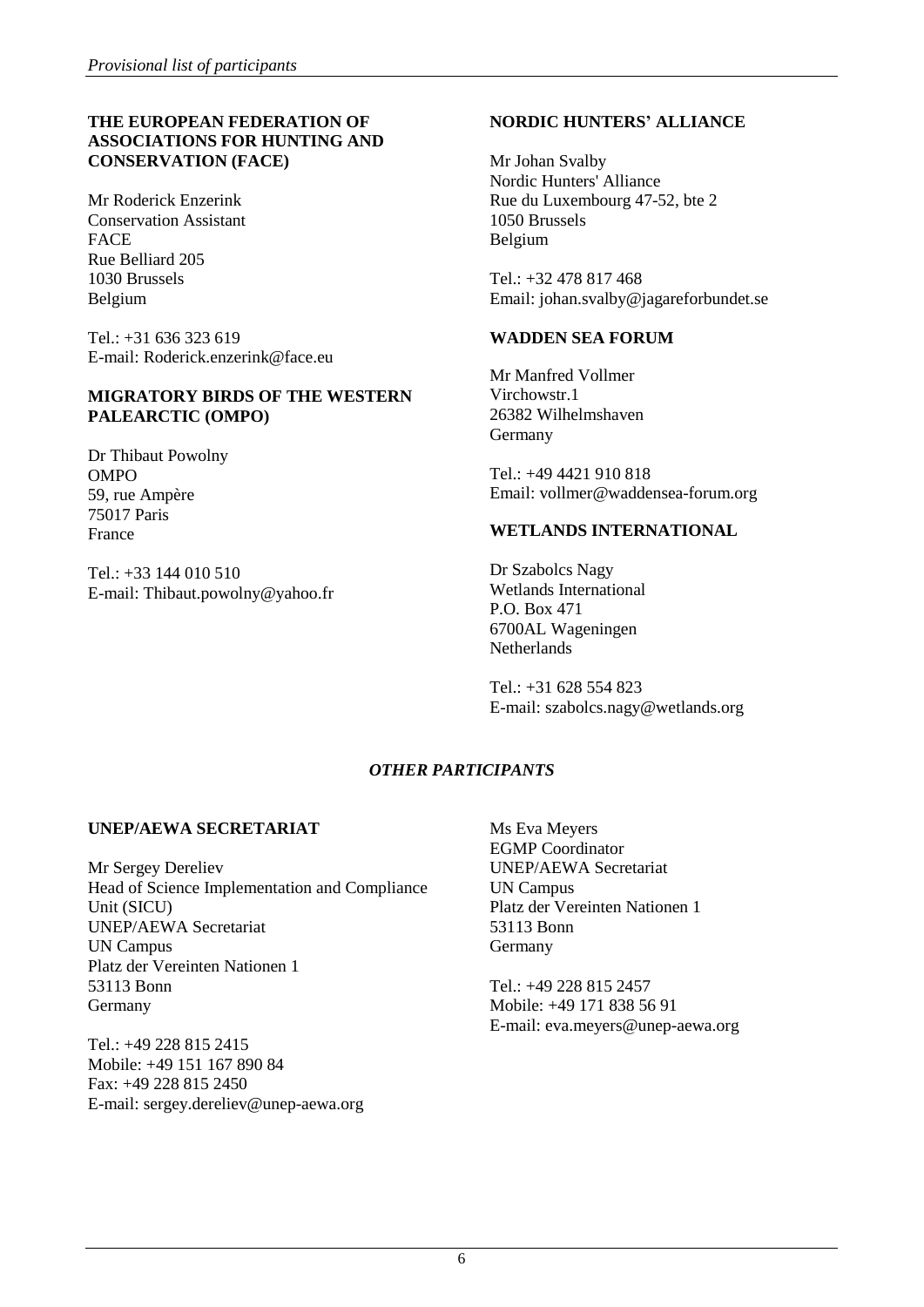**THE EUROPEAN FEDERATION OF ASSOCIATIONS FOR HUNTING AND CONSERVATION (FACE)**

Mr Roderick Enzerink
Conservation Assistant
FACE
Rue Belliard 205
1030 Brussels
Belgium

Tel.: +31 636 323 619
E-mail: Roderick.enzerink@face.eu

**MIGRATORY BIRDS OF THE WESTERN PALEARCTIC (OMPO)**

Dr Thibaut Powolny
OMPO
59, rue Ampère
75017 Paris
France

Tel.: +33 144 010 510
E-mail: Thibaut.powolny@yahoo.fr

**NORDIC HUNTERS' ALLIANCE**

Mr Johan Svalby
Nordic Hunters' Alliance
Rue du Luxembourg 47-52, bte 2
1050 Brussels
Belgium

Tel.: +32 478 817 468
Email: johan.svalby@jagareforbundet.se

**WADDEN SEA FORUM**

Mr Manfred Vollmer
Virchowstr.1
26382 Wilhelmshaven
Germany

Tel.: +49 4421 910 818
Email: vollmer@waddensea-forum.org

**WETLANDS INTERNATIONAL**

Dr Szabolcs Nagy
Wetlands International
P.O. Box 471
6700AL Wageningen
Netherlands

Tel.: +31 628 554 823
E-mail: szabolcs.nagy@wetlands.org

***OTHER PARTICIPANTS***

**UNEP/AEWA SECRETARIAT**

Mr Sergey Dereliev
Head of Science Implementation and Compliance Unit (SICU)
UNEP/AEWA Secretariat
UN Campus
Platz der Vereinten Nationen 1
53113 Bonn
Germany

Tel.: +49 228 815 2415
Mobile: +49 151 167 890 84
Fax: +49 228 815 2450
E-mail: sergey.dereliev@unep-aewa.org

Ms Eva Meyers
EGMP Coordinator
UNEP/AEWA Secretariat
UN Campus
Platz der Vereinten Nationen 1
53113 Bonn
Germany

Tel.: +49 228 815 2457
Mobile: +49 171 838 56 91
E-mail: eva.meyers@unep-aewa.org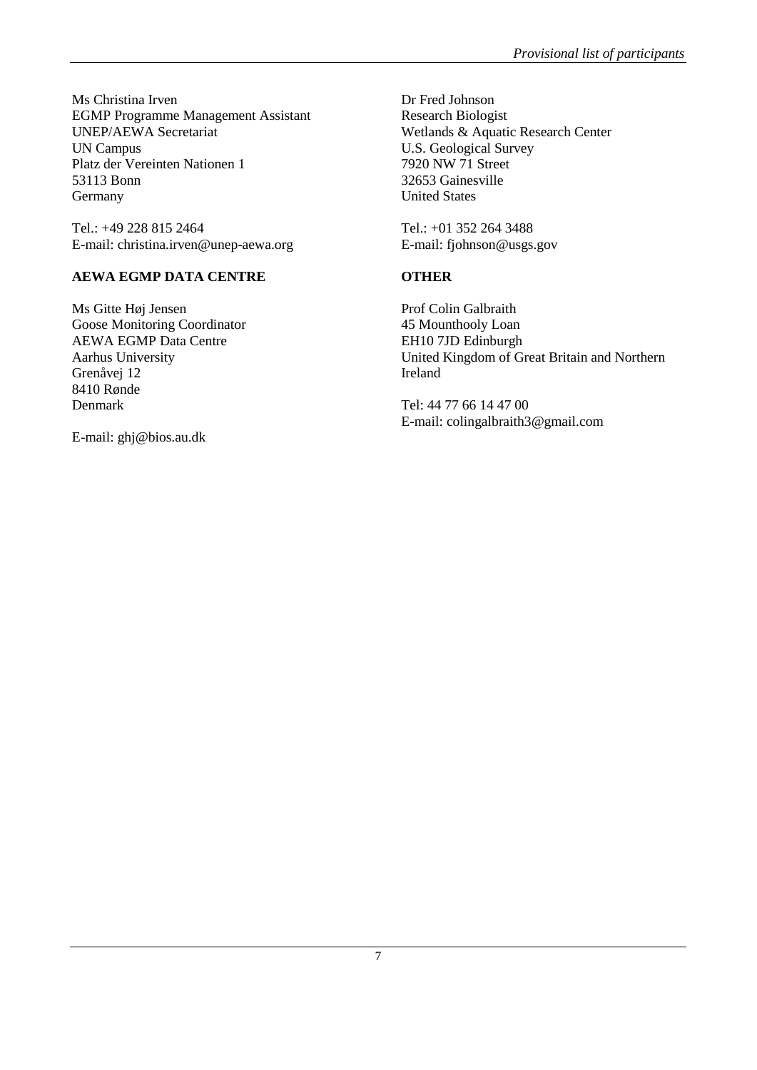Ms Christina Irven
EGMP Programme Management Assistant
UNEP/AEWA Secretariat
UN Campus
Platz der Vereinten Nationen 1
53113 Bonn
Germany

Tel.: +49 228 815 2464
E-mail: christina.irven@unep-aewa.org

**AEWA EGMP DATA CENTRE**

Ms Gitte Høj Jensen
Goose Monitoring Coordinator
AEWA EGMP Data Centre
Aarhus University
Grenåvej 12
8410 Rønde
Denmark

E-mail: ghj@bios.au.dk

Dr Fred Johnson
Research Biologist
Wetlands & Aquatic Research Center
U.S. Geological Survey
7920 NW 71 Street
32653 Gainesville
United States

Tel.: +01 352 264 3488
E-mail: fjohnson@usgs.gov

**OTHER**

Prof Colin Galbraith
45 Mounthooly Loan
EH10 7JD Edinburgh
United Kingdom of Great Britain and Northern Ireland

Tel: 44 77 66 14 47 00
E-mail: colingalbraith3@gmail.com